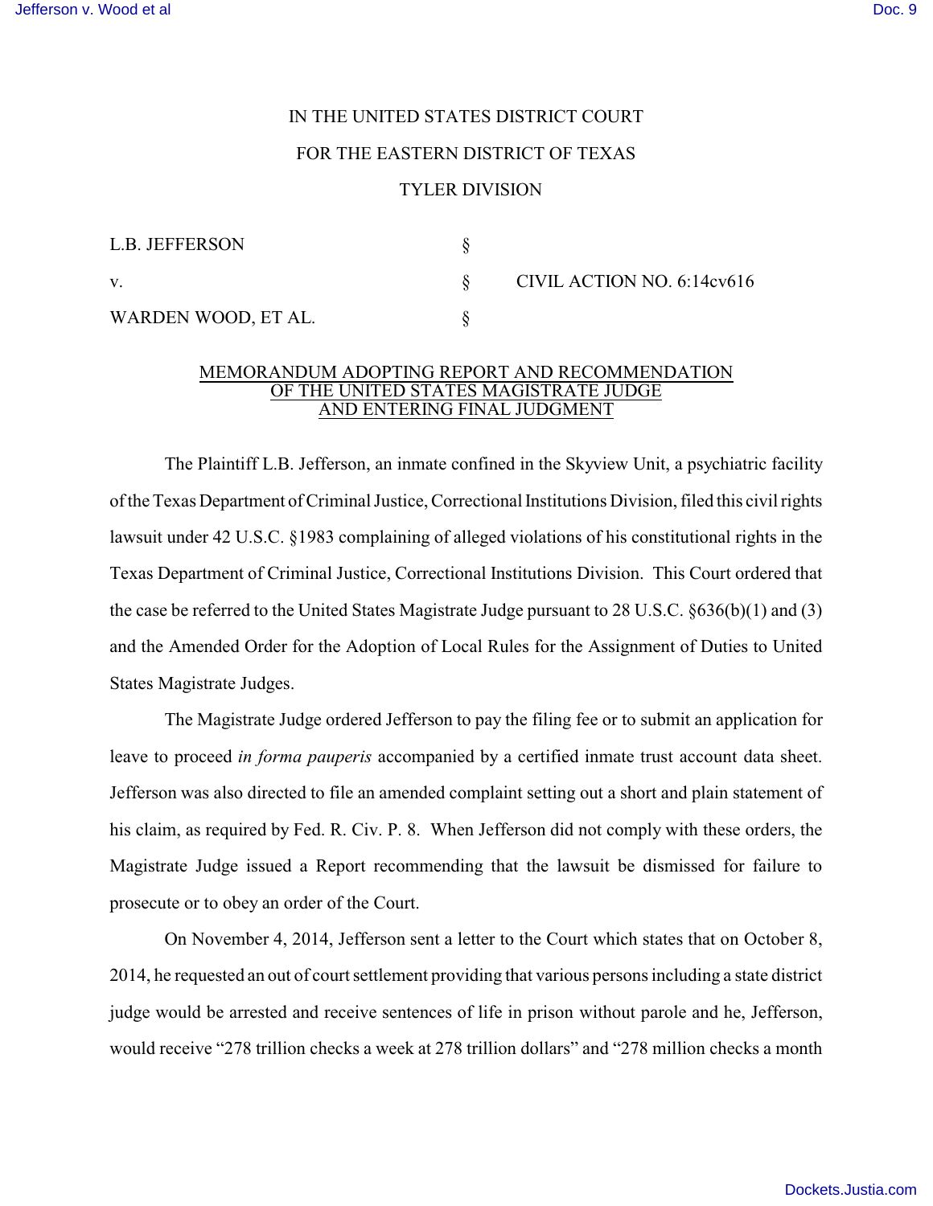IN THE UNITED STATES DISTRICT COURT

FOR THE EASTERN DISTRICT OF TEXAS

TYLER DIVISION

| | | |
|---|---|---|
| L.B. JEFFERSON | § | |
| v. | § | CIVIL ACTION NO. 6:14cv616 |
| WARDEN WOOD, ET AL. | § | |

MEMORANDUM ADOPTING REPORT AND RECOMMENDATION OF THE UNITED STATES MAGISTRATE JUDGE AND ENTERING FINAL JUDGMENT

The Plaintiff L.B. Jefferson, an inmate confined in the Skyview Unit, a psychiatric facility of the Texas Department of Criminal Justice, Correctional Institutions Division, filed this civil rights lawsuit under 42 U.S.C. §1983 complaining of alleged violations of his constitutional rights in the Texas Department of Criminal Justice, Correctional Institutions Division. This Court ordered that the case be referred to the United States Magistrate Judge pursuant to 28 U.S.C. §636(b)(1) and (3) and the Amended Order for the Adoption of Local Rules for the Assignment of Duties to United States Magistrate Judges.

The Magistrate Judge ordered Jefferson to pay the filing fee or to submit an application for leave to proceed *in forma pauperis* accompanied by a certified inmate trust account data sheet. Jefferson was also directed to file an amended complaint setting out a short and plain statement of his claim, as required by Fed. R. Civ. P. 8. When Jefferson did not comply with these orders, the Magistrate Judge issued a Report recommending that the lawsuit be dismissed for failure to prosecute or to obey an order of the Court.

On November 4, 2014, Jefferson sent a letter to the Court which states that on October 8, 2014, he requested an out of court settlement providing that various persons including a state district judge would be arrested and receive sentences of life in prison without parole and he, Jefferson, would receive "278 trillion checks a week at 278 trillion dollars" and "278 million checks a month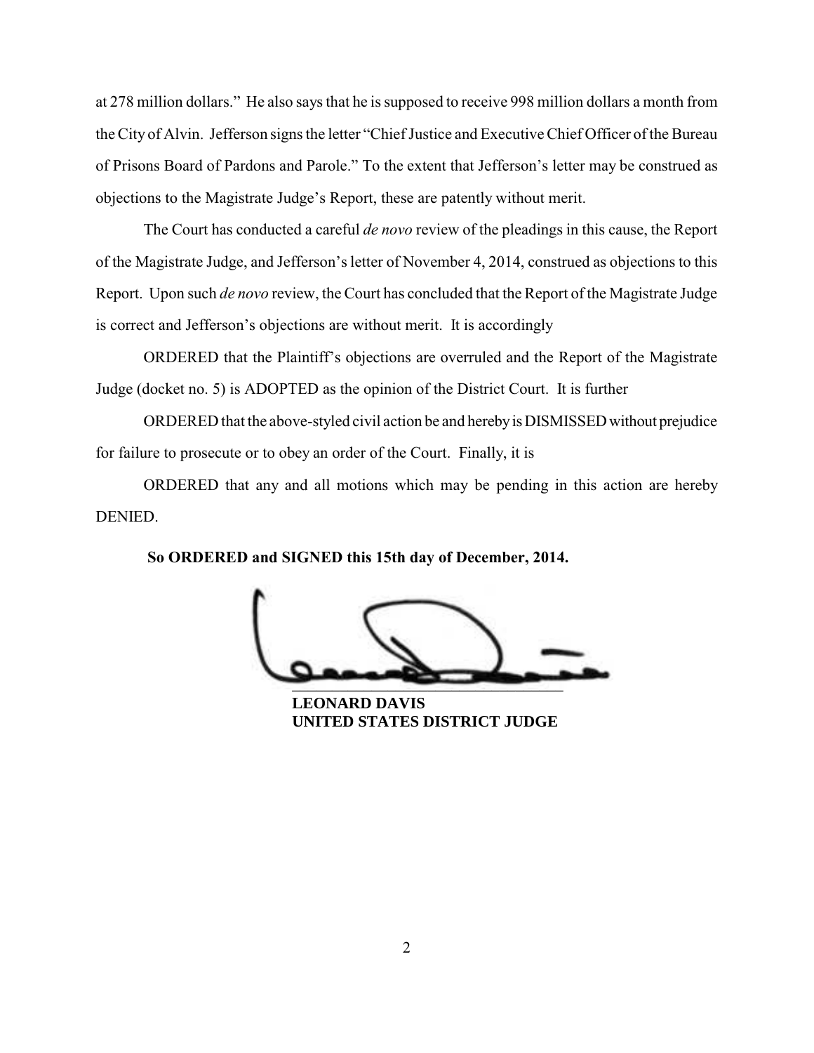at 278 million dollars." He also says that he is supposed to receive 998 million dollars a month from the City of Alvin. Jefferson signs the letter "Chief Justice and Executive Chief Officer of the Bureau of Prisons Board of Pardons and Parole." To the extent that Jefferson's letter may be construed as objections to the Magistrate Judge's Report, these are patently without merit.

The Court has conducted a careful *de novo* review of the pleadings in this cause, the Report of the Magistrate Judge, and Jefferson's letter of November 4, 2014, construed as objections to this Report. Upon such *de novo* review, the Court has concluded that the Report of the Magistrate Judge is correct and Jefferson's objections are without merit. It is accordingly

ORDERED that the Plaintiff's objections are overruled and the Report of the Magistrate Judge (docket no. 5) is ADOPTED as the opinion of the District Court. It is further

ORDERED that the above-styled civil action be and hereby is DISMISSED without prejudice for failure to prosecute or to obey an order of the Court. Finally, it is

ORDERED that any and all motions which may be pending in this action are hereby DENIED.

**So ORDERED and SIGNED this 15th day of December, 2014.**

**LEONARD DAVIS**
**UNITED STATES DISTRICT JUDGE**